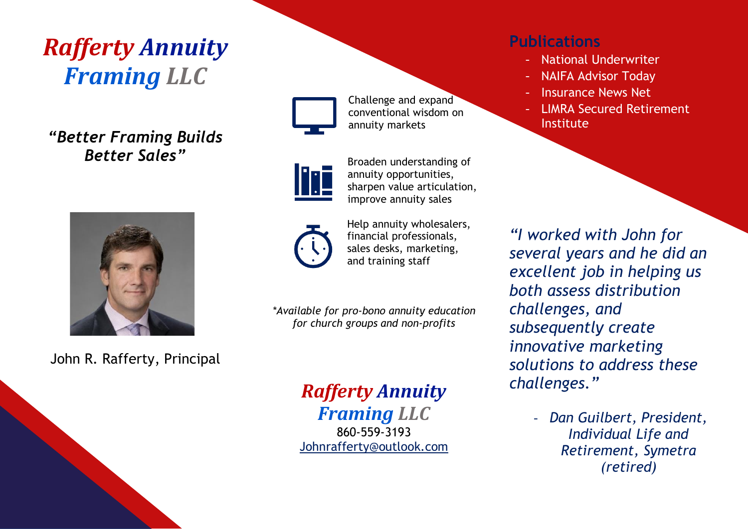# *Rafferty Annuity Framing LLC*

***"Better Framing Builds Better Sales"***

John R. Rafferty, Principal

Challenge and expand conventional wisdom on annuity markets

Broaden understanding of annuity opportunities, sharpen value articulation, improve annuity sales

Help annuity wholesalers, financial professionals, sales desks, marketing, and training staff

*\*Available for pro-bono annuity education for church groups and non-profits*

***Rafferty Annuity Framing LLC***

860-559-3193

[Johnrafferty@outlook.com](mailto:Johnrafferty@outlook.com)

## Publications

- National Underwriter
- NAIFA Advisor Today
- Insurance News Net
- LIMRA Secured Retirement Institute

*"I worked with John for several years and he did an excellent job in helping us both assess distribution challenges, and subsequently create innovative marketing solutions to address these challenges."*

- *Dan Guilbert, President, Individual Life and Retirement, Symetra (retired)*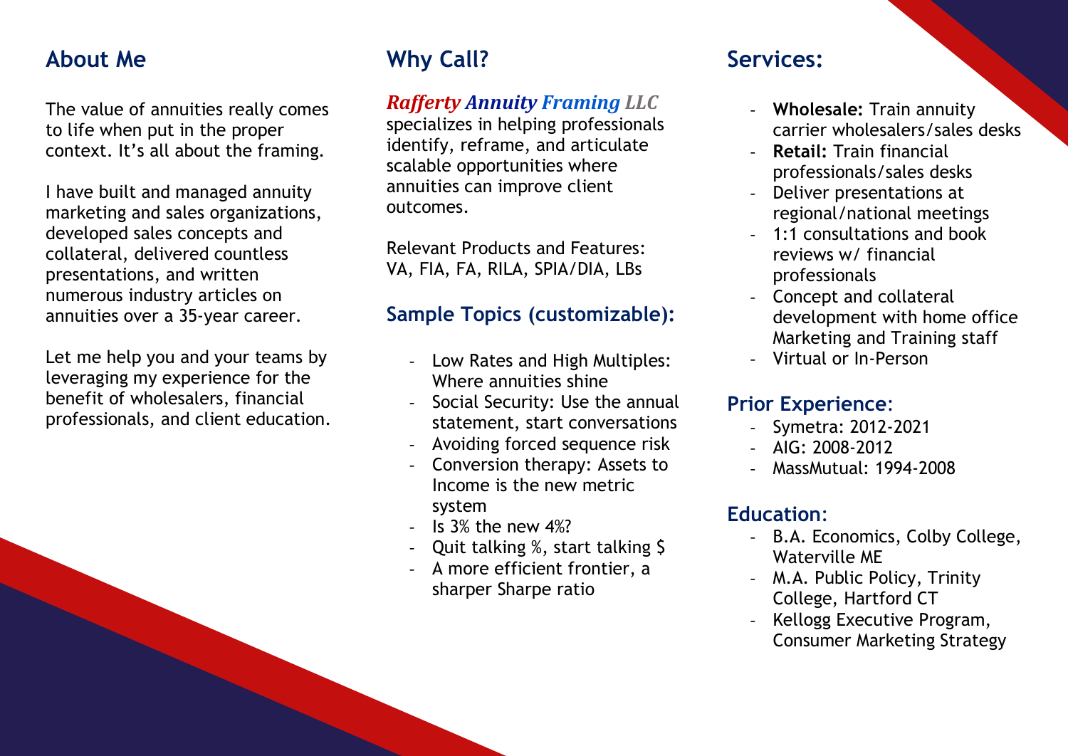## About Me

The value of annuities really comes to life when put in the proper context. It's all about the framing.

I have built and managed annuity marketing and sales organizations, developed sales concepts and collateral, delivered countless presentations, and written numerous industry articles on annuities over a 35-year career.

Let me help you and your teams by leveraging my experience for the benefit of wholesalers, financial professionals, and client education.

## Why Call?

***Rafferty Annuity Framing LLC*** specializes in helping professionals identify, reframe, and articulate scalable opportunities where annuities can improve client outcomes.

Relevant Products and Features:
VA, FIA, FA, RILA, SPIA/DIA, LBs

### Sample Topics (customizable):

- Low Rates and High Multiples: Where annuities shine
- Social Security: Use the annual statement, start conversations
- Avoiding forced sequence risk
- Conversion therapy: Assets to Income is the new metric system
- Is 3% the new 4%?
- Quit talking %, start talking $
- A more efficient frontier, a sharper Sharpe ratio

## Services:

- **Wholesale:** Train annuity carrier wholesalers/sales desks
- **Retail:** Train financial professionals/sales desks
- Deliver presentations at regional/national meetings
- 1:1 consultations and book reviews w/ financial professionals
- Concept and collateral development with home office Marketing and Training staff
- Virtual or In-Person

### Prior Experience:

- Symetra: 2012-2021
- AIG: 2008-2012
- MassMutual: 1994-2008

### Education:

- B.A. Economics, Colby College, Waterville ME
- M.A. Public Policy, Trinity College, Hartford CT
- Kellogg Executive Program, Consumer Marketing Strategy